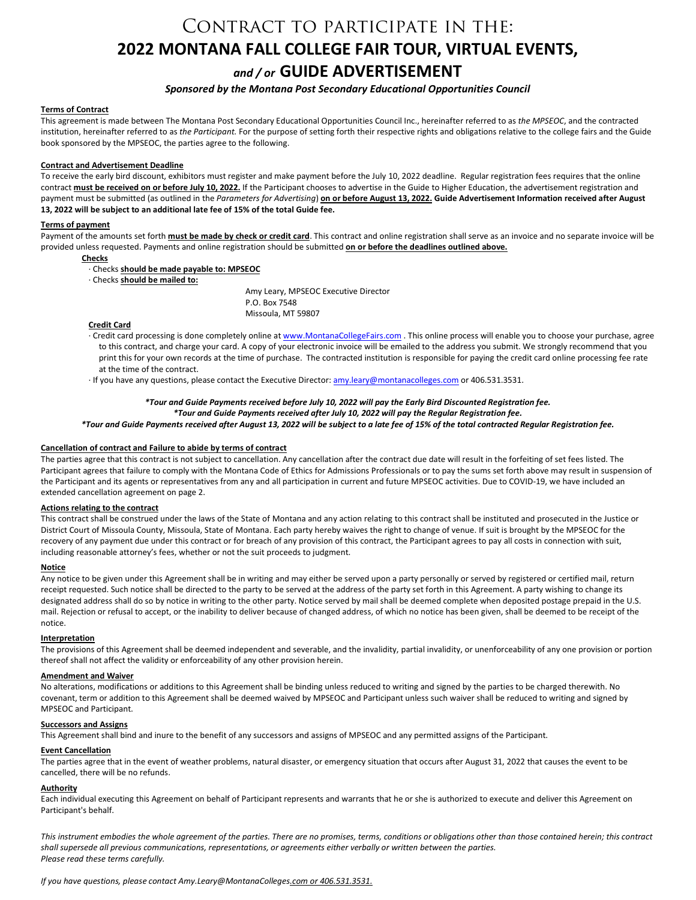# Contract to participate in the:

# 2022 MONTANA FALL COLLEGE FAIR TOUR, VIRTUAL EVENTS, *and / or* GUIDE ADVERTISEMENT

***Sponsored by the Montana Post Secondary Educational Opportunities Council***

**Terms of Contract**

This agreement is made between The Montana Post Secondary Educational Opportunities Council Inc., hereinafter referred to as *the MPSEOC*, and the contracted institution, hereinafter referred to as *the Participant.* For the purpose of setting forth their respective rights and obligations relative to the college fairs and the Guide book sponsored by the MPSEOC, the parties agree to the following.

**Contract and Advertisement Deadline**

To receive the early bird discount, exhibitors must register and make payment before the July 10, 2022 deadline. Regular registration fees requires that the online contract **must be received on or before July 10, 2022.** If the Participant chooses to advertise in the Guide to Higher Education, the advertisement registration and payment must be submitted (as outlined in the *Parameters for Advertising*) **on or before August 13, 2022. Guide Advertisement Information received after August 13, 2022 will be subject to an additional late fee of 15% of the total Guide fee.**

**Terms of payment**

Payment of the amounts set forth **must be made by check or credit card**. This contract and online registration shall serve as an invoice and no separate invoice will be provided unless requested. Payments and online registration should be submitted **on or before the deadlines outlined above.**

**Checks**

- Checks **should be made payable to: MPSEOC**
- Checks **should be mailed to:**

Amy Leary, MPSEOC Executive Director
P.O. Box 7548
Missoula, MT 59807

**Credit Card**

- Credit card processing is done completely online at www.MontanaCollegeFairs.com . This online process will enable you to choose your purchase, agree to this contract, and charge your card. A copy of your electronic invoice will be emailed to the address you submit. We strongly recommend that you print this for your own records at the time of purchase. The contracted institution is responsible for paying the credit card online processing fee rate at the time of the contract.
- If you have any questions, please contact the Executive Director: amy.leary@montanacolleges.com or 406.531.3531.

***Tour and Guide Payments received before July 10, 2022 will pay the Early Bird Discounted Registration fee.***
***Tour and Guide Payments received after July 10, 2022 will pay the Regular Registration fee.***
***Tour and Guide Payments received after August 13, 2022 will be subject to a late fee of 15% of the total contracted Regular Registration fee.***

**Cancellation of contract and Failure to abide by terms of contract**

The parties agree that this contract is not subject to cancellation. Any cancellation after the contract due date will result in the forfeiting of set fees listed. The Participant agrees that failure to comply with the Montana Code of Ethics for Admissions Professionals or to pay the sums set forth above may result in suspension of the Participant and its agents or representatives from any and all participation in current and future MPSEOC activities. Due to COVID-19, we have included an extended cancellation agreement on page 2.

**Actions relating to the contract**

This contract shall be construed under the laws of the State of Montana and any action relating to this contract shall be instituted and prosecuted in the Justice or District Court of Missoula County, Missoula, State of Montana. Each party hereby waives the right to change of venue. If suit is brought by the MPSEOC for the recovery of any payment due under this contract or for breach of any provision of this contract, the Participant agrees to pay all costs in connection with suit, including reasonable attorney's fees, whether or not the suit proceeds to judgment.

**Notice**

Any notice to be given under this Agreement shall be in writing and may either be served upon a party personally or served by registered or certified mail, return receipt requested. Such notice shall be directed to the party to be served at the address of the party set forth in this Agreement. A party wishing to change its designated address shall do so by notice in writing to the other party. Notice served by mail shall be deemed complete when deposited postage prepaid in the U.S. mail. Rejection or refusal to accept, or the inability to deliver because of changed address, of which no notice has been given, shall be deemed to be receipt of the notice.

**Interpretation**

The provisions of this Agreement shall be deemed independent and severable, and the invalidity, partial invalidity, or unenforceability of any one provision or portion thereof shall not affect the validity or enforceability of any other provision herein.

**Amendment and Waiver**

No alterations, modifications or additions to this Agreement shall be binding unless reduced to writing and signed by the parties to be charged therewith. No covenant, term or addition to this Agreement shall be deemed waived by MPSEOC and Participant unless such waiver shall be reduced to writing and signed by MPSEOC and Participant.

**Successors and Assigns**

This Agreement shall bind and inure to the benefit of any successors and assigns of MPSEOC and any permitted assigns of the Participant.

**Event Cancellation**

The parties agree that in the event of weather problems, natural disaster, or emergency situation that occurs after August 31, 2022 that causes the event to be cancelled, there will be no refunds.

**Authority**

Each individual executing this Agreement on behalf of Participant represents and warrants that he or she is authorized to execute and deliver this Agreement on Participant's behalf.

*This instrument embodies the whole agreement of the parties. There are no promises, terms, conditions or obligations other than those contained herein; this contract shall supersede all previous communications, representations, or agreements either verbally or written between the parties.*
*Please read these terms carefully.*

*If you have questions, please contact Amy.Leary@MontanaColleges.com or 406.531.3531.*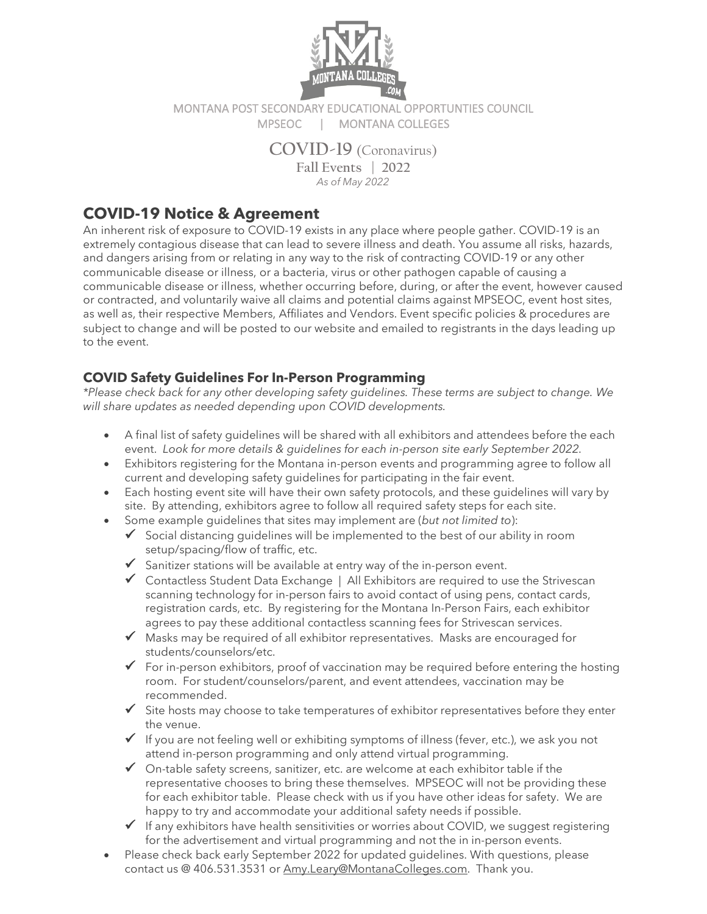MONTANA POST SECONDARY EDUCATIONAL OPPORTUNTIES COUNCIL

MPSEOC | MONTANA COLLEGES

COVID-19 (Coronavirus)

Fall Events | 2022

*As of May 2022*

## COVID-19 Notice & Agreement

An inherent risk of exposure to COVID-19 exists in any place where people gather. COVID-19 is an extremely contagious disease that can lead to severe illness and death. You assume all risks, hazards, and dangers arising from or relating in any way to the risk of contracting COVID-19 or any other communicable disease or illness, or a bacteria, virus or other pathogen capable of causing a communicable disease or illness, whether occurring before, during, or after the event, however caused or contracted, and voluntarily waive all claims and potential claims against MPSEOC, event host sites, as well as, their respective Members, Affiliates and Vendors. Event specific policies & procedures are subject to change and will be posted to our website and emailed to registrants in the days leading up to the event.

### COVID Safety Guidelines For In-Person Programming

*\*Please check back for any other developing safety guidelines. These terms are subject to change. We will share updates as needed depending upon COVID developments.*

- A final list of safety guidelines will be shared with all exhibitors and attendees before the each event. *Look for more details & guidelines for each in-person site early September 2022.*
- Exhibitors registering for the Montana in-person events and programming agree to follow all current and developing safety guidelines for participating in the fair event.
- Each hosting event site will have their own safety protocols, and these guidelines will vary by site. By attending, exhibitors agree to follow all required safety steps for each site.
- Some example guidelines that sites may implement are (*but not limited to*):
  - ✓ Social distancing guidelines will be implemented to the best of our ability in room setup/spacing/flow of traffic, etc.
  - ✓ Sanitizer stations will be available at entry way of the in-person event.
  - ✓ Contactless Student Data Exchange | All Exhibitors are required to use the Strivescan scanning technology for in-person fairs to avoid contact of using pens, contact cards, registration cards, etc. By registering for the Montana In-Person Fairs, each exhibitor agrees to pay these additional contactless scanning fees for Strivescan services.
  - ✓ Masks may be required of all exhibitor representatives. Masks are encouraged for students/counselors/etc.
  - ✓ For in-person exhibitors, proof of vaccination may be required before entering the hosting room. For student/counselors/parent, and event attendees, vaccination may be recommended.
  - ✓ Site hosts may choose to take temperatures of exhibitor representatives before they enter the venue.
  - ✓ If you are not feeling well or exhibiting symptoms of illness (fever, etc.), we ask you not attend in-person programming and only attend virtual programming.
  - ✓ On-table safety screens, sanitizer, etc. are welcome at each exhibitor table if the representative chooses to bring these themselves. MPSEOC will not be providing these for each exhibitor table. Please check with us if you have other ideas for safety. We are happy to try and accommodate your additional safety needs if possible.
  - ✓ If any exhibitors have health sensitivities or worries about COVID, we suggest registering for the advertisement and virtual programming and not the in in-person events.
- Please check back early September 2022 for updated guidelines. With questions, please contact us @ 406.531.3531 or Amy.Leary@MontanaColleges.com. Thank you.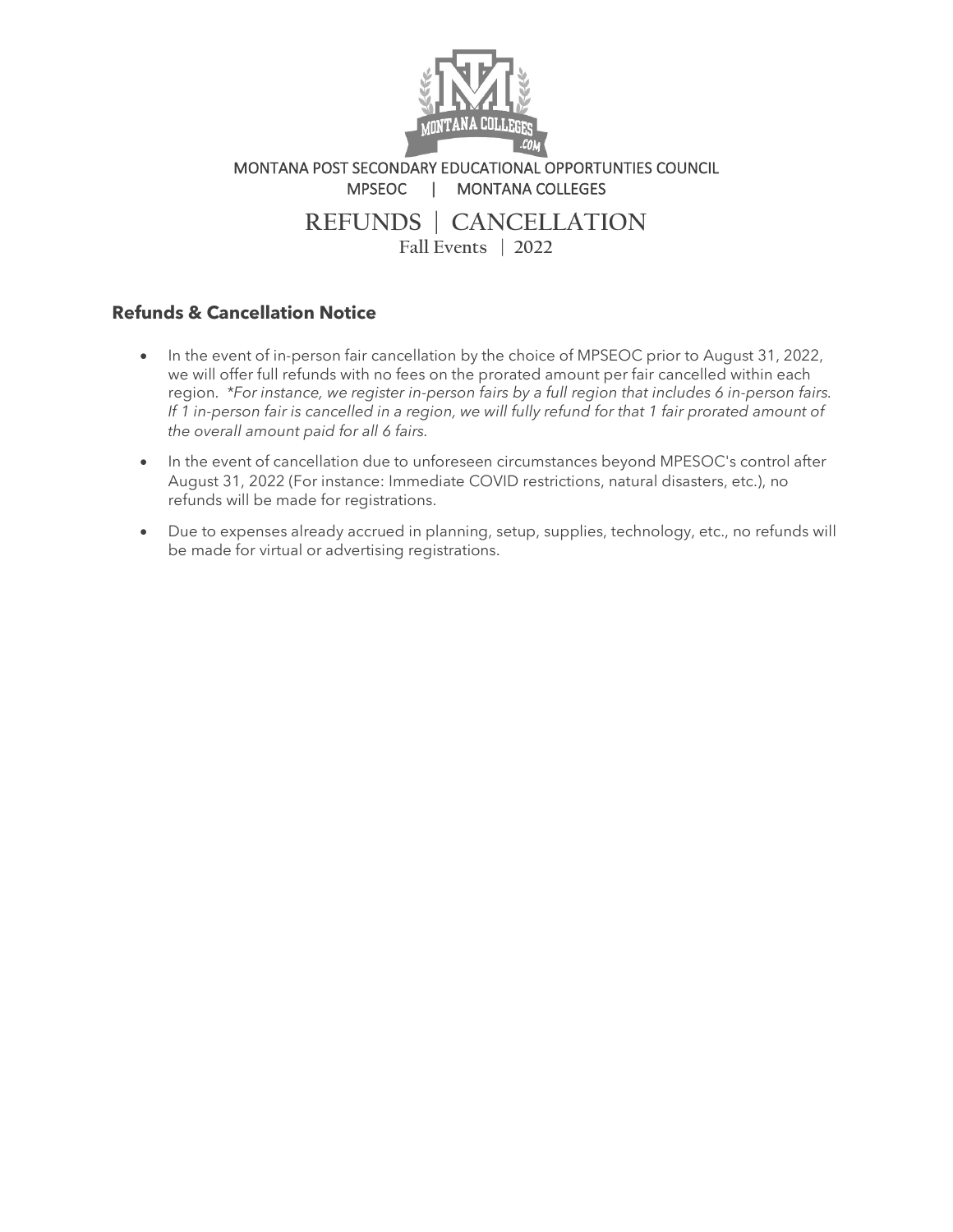MONTANA POST SECONDARY EDUCATIONAL OPPORTUNTIES COUNCIL

MPSEOC | MONTANA COLLEGES

# REFUNDS | CANCELLATION

Fall Events | 2022

## Refunds & Cancellation Notice

- In the event of in-person fair cancellation by the choice of MPSEOC prior to August 31, 2022, we will offer full refunds with no fees on the prorated amount per fair cancelled within each region. *\*For instance, we register in-person fairs by a full region that includes 6 in-person fairs. If 1 in-person fair is cancelled in a region, we will fully refund for that 1 fair prorated amount of the overall amount paid for all 6 fairs.*
- In the event of cancellation due to unforeseen circumstances beyond MPESOC's control after August 31, 2022 (For instance: Immediate COVID restrictions, natural disasters, etc.), no refunds will be made for registrations.
- Due to expenses already accrued in planning, setup, supplies, technology, etc., no refunds will be made for virtual or advertising registrations.